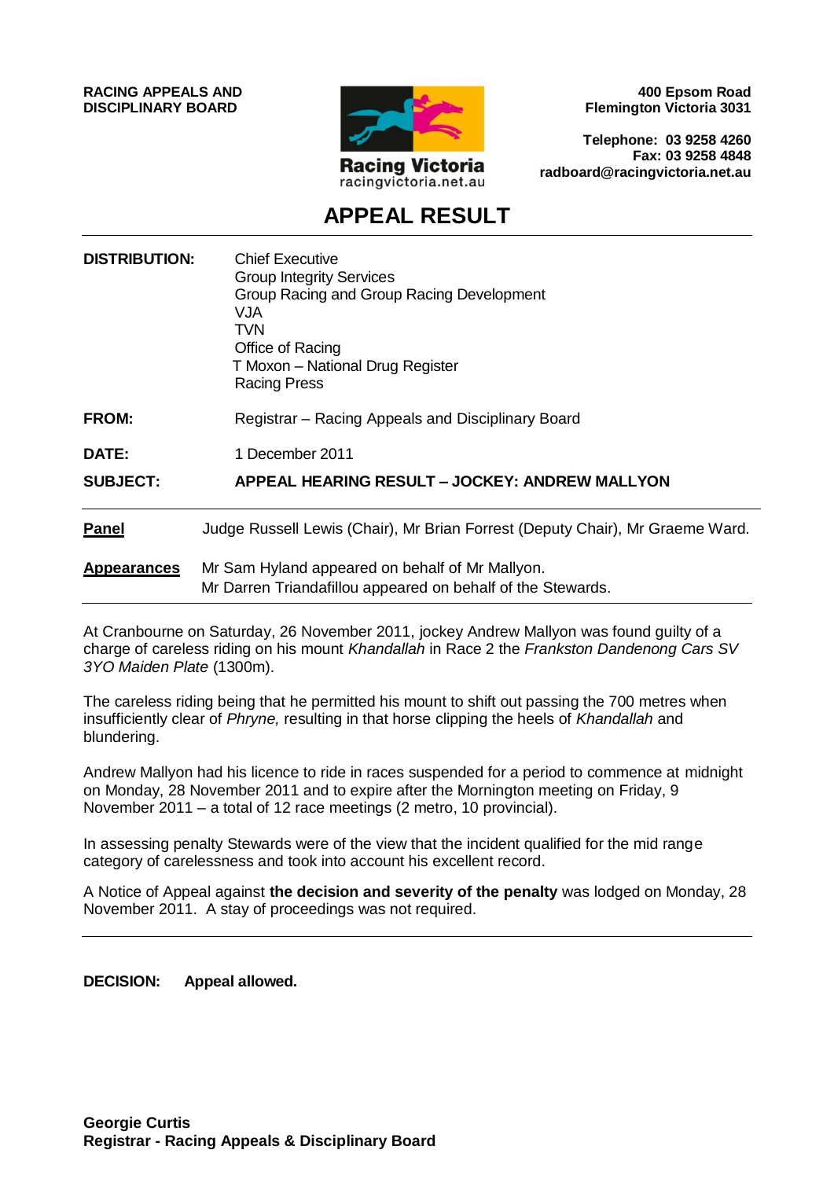**RACING APPEALS AND DISCIPLINARY BOARD**

Racing Victoria
racingvictoria.net.au

**400 Epsom Road**
**Flemington Victoria 3031**

**Telephone: 03 9258 4260**
**Fax: 03 9258 4848**
**radboard@racingvictoria.net.au**

# APPEAL RESULT

**DISTRIBUTION:** Chief Executive
Group Integrity Services
Group Racing and Group Racing Development
VJA
TVN
Office of Racing
T Moxon – National Drug Register
Racing Press

**FROM:** Registrar – Racing Appeals and Disciplinary Board

**DATE:** 1 December 2011

**SUBJECT:** **APPEAL HEARING RESULT – JOCKEY: ANDREW MALLYON**

**Panel** Judge Russell Lewis (Chair), Mr Brian Forrest (Deputy Chair), Mr Graeme Ward.

**Appearances** Mr Sam Hyland appeared on behalf of Mr Mallyon.
Mr Darren Triandafillou appeared on behalf of the Stewards.

---

At Cranbourne on Saturday, 26 November 2011, jockey Andrew Mallyon was found guilty of a charge of careless riding on his mount *Khandallah* in Race 2 the *Frankston Dandenong Cars SV 3YO Maiden Plate* (1300m).

The careless riding being that he permitted his mount to shift out passing the 700 metres when insufficiently clear of *Phryne,* resulting in that horse clipping the heels of *Khandallah* and blundering.

Andrew Mallyon had his licence to ride in races suspended for a period to commence at midnight on Monday, 28 November 2011 and to expire after the Mornington meeting on Friday, 9 November 2011 – a total of 12 race meetings (2 metro, 10 provincial).

In assessing penalty Stewards were of the view that the incident qualified for the mid range category of carelessness and took into account his excellent record.

A Notice of Appeal against **the decision and severity of the penalty** was lodged on Monday, 28 November 2011. A stay of proceedings was not required.

---

**DECISION: Appeal allowed.**

**Georgie Curtis**
**Registrar - Racing Appeals & Disciplinary Board**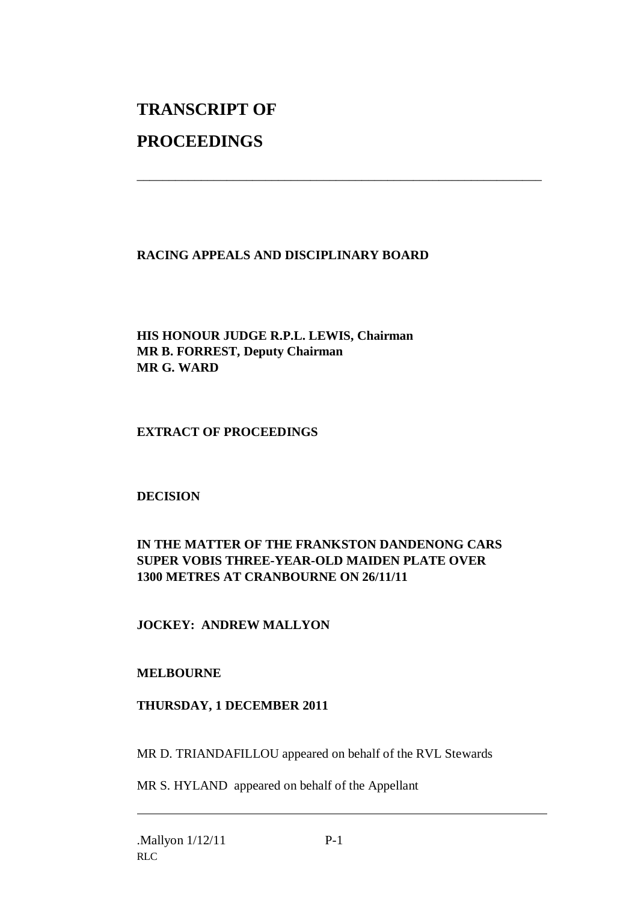# TRANSCRIPT OF PROCEEDINGS

---

**RACING APPEALS AND DISCIPLINARY BOARD**

**HIS HONOUR JUDGE R.P.L. LEWIS, Chairman**
**MR B. FORREST, Deputy Chairman**
**MR G. WARD**

**EXTRACT OF PROCEEDINGS**

**DECISION**

**IN THE MATTER OF THE FRANKSTON DANDENONG CARS SUPER VOBIS THREE-YEAR-OLD MAIDEN PLATE OVER 1300 METRES AT CRANBOURNE ON 26/11/11**

**JOCKEY: ANDREW MALLYON**

**MELBOURNE**

**THURSDAY, 1 DECEMBER 2011**

MR D. TRIANDAFILLOU appeared on behalf of the RVL Stewards

MR S. HYLAND appeared on behalf of the Appellant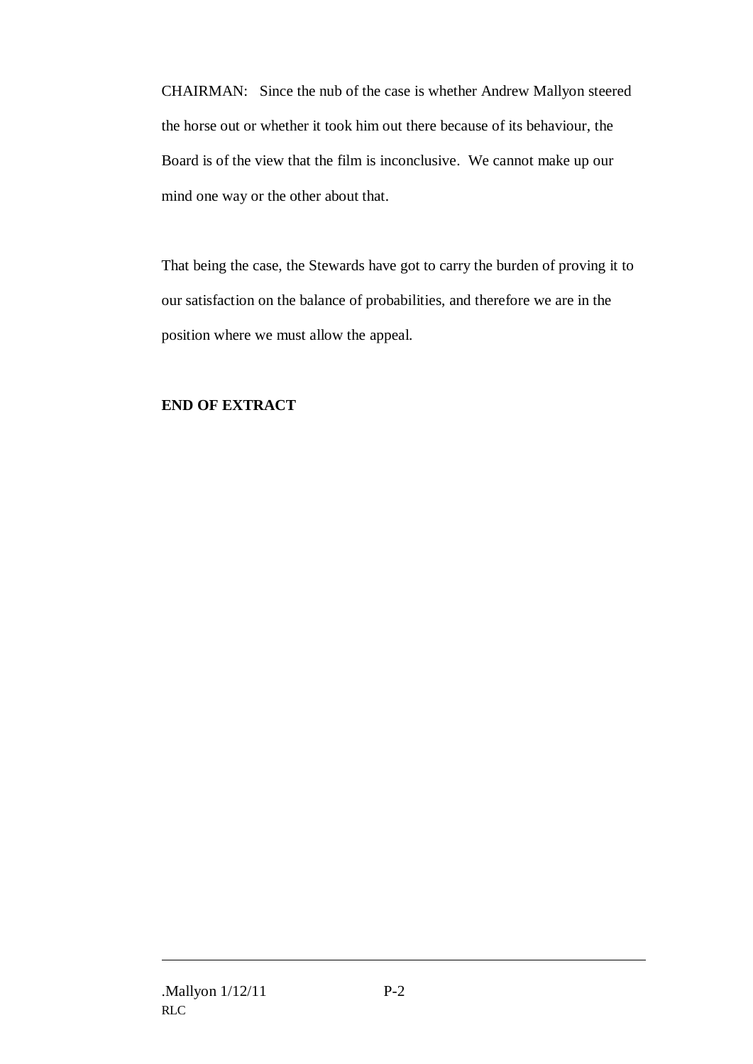CHAIRMAN: Since the nub of the case is whether Andrew Mallyon steered the horse out or whether it took him out there because of its behaviour, the Board is of the view that the film is inconclusive. We cannot make up our mind one way or the other about that.

That being the case, the Stewards have got to carry the burden of proving it to our satisfaction on the balance of probabilities, and therefore we are in the position where we must allow the appeal.

**END OF EXTRACT**